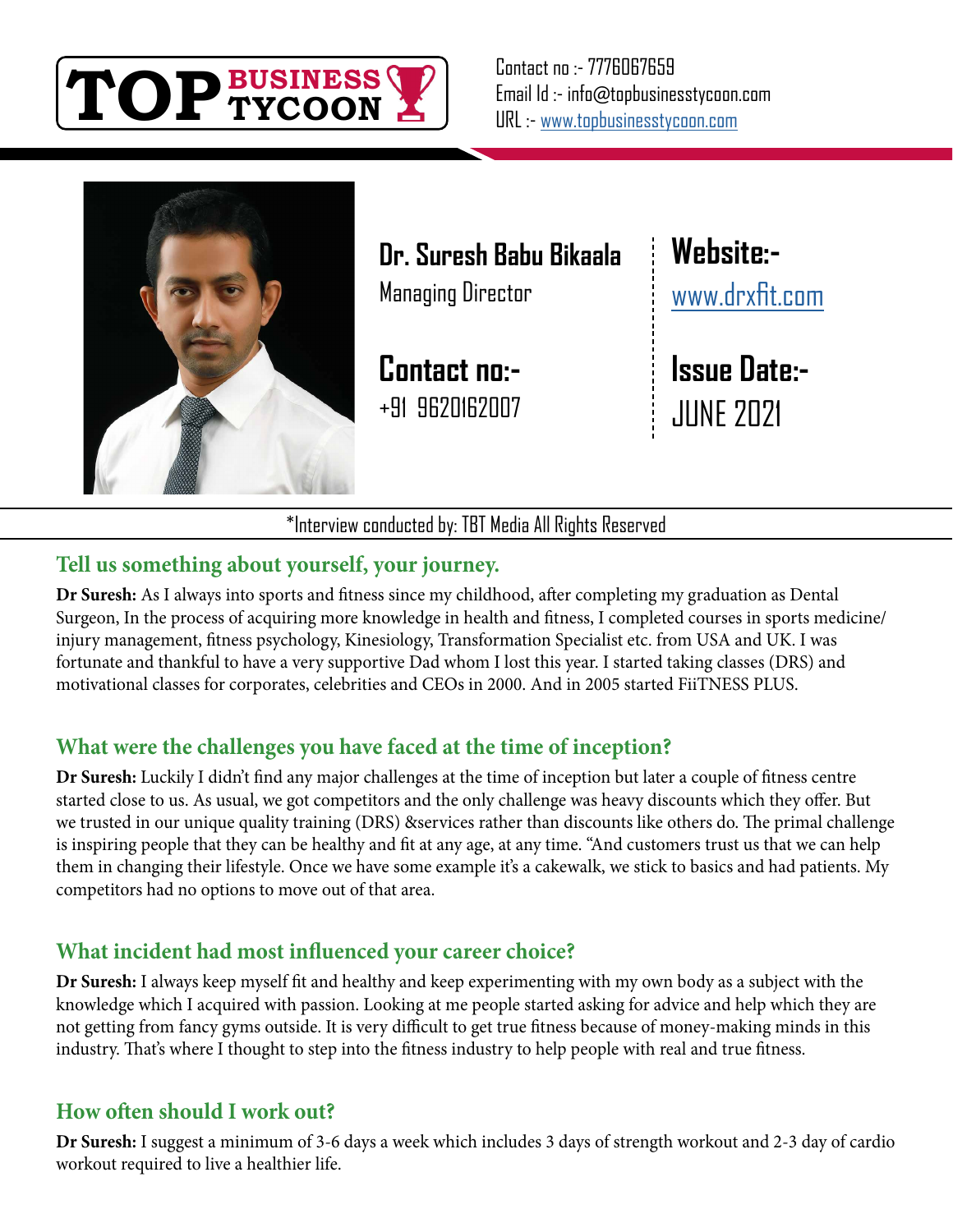TOP BUSINESS TYCOON

Contact no :- 7776067659
Email Id :- info@topbusinesstycoon.com
URL :- www.topbusinesstycoon.com

**Dr. Suresh Babu Bikaala**
Managing Director

**Contact no:-**
+91 9620162007

**Website:-**
www.drxfit.com

**Issue Date:-**
JUNE 2021

*Interview conducted by: TBT Media All Rights Reserved

## Tell us something about yourself, your journey.

**Dr Suresh:** As I always into sports and fitness since my childhood, after completing my graduation as Dental Surgeon, In the process of acquiring more knowledge in health and fitness, I completed courses in sports medicine/ injury management, fitness psychology, Kinesiology, Transformation Specialist etc. from USA and UK. I was fortunate and thankful to have a very supportive Dad whom I lost this year. I started taking classes (DRS) and motivational classes for corporates, celebrities and CEOs in 2000. And in 2005 started FiiTNESS PLUS.

## What were the challenges you have faced at the time of inception?

**Dr Suresh:** Luckily I didn't find any major challenges at the time of inception but later a couple of fitness centre started close to us. As usual, we got competitors and the only challenge was heavy discounts which they offer. But we trusted in our unique quality training (DRS) &services rather than discounts like others do. The primal challenge is inspiring people that they can be healthy and fit at any age, at any time. "And customers trust us that we can help them in changing their lifestyle. Once we have some example it's a cakewalk, we stick to basics and had patients. My competitors had no options to move out of that area.

## What incident had most influenced your career choice?

**Dr Suresh:** I always keep myself fit and healthy and keep experimenting with my own body as a subject with the knowledge which I acquired with passion. Looking at me people started asking for advice and help which they are not getting from fancy gyms outside. It is very difficult to get true fitness because of money-making minds in this industry. That's where I thought to step into the fitness industry to help people with real and true fitness.

## How often should I work out?

**Dr Suresh:** I suggest a minimum of 3-6 days a week which includes 3 days of strength workout and 2-3 day of cardio workout required to live a healthier life.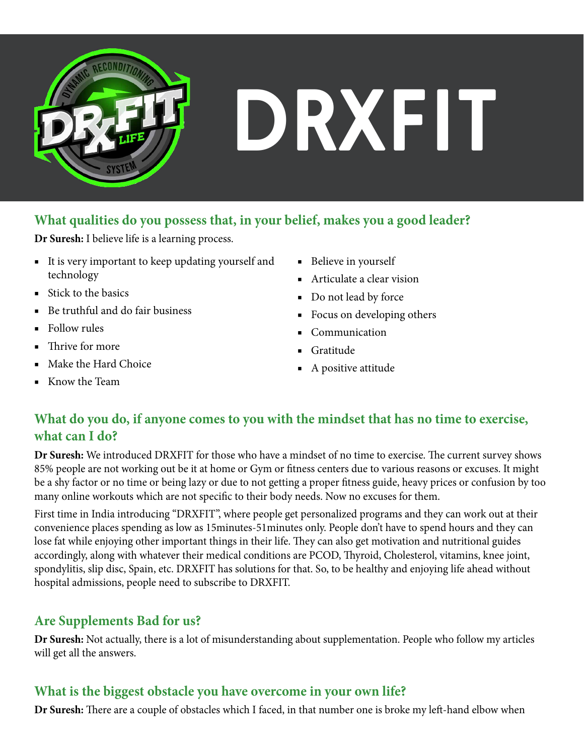# DRXFIT

## What qualities do you possess that, in your belief, makes you a good leader?

**Dr Suresh:** I believe life is a learning process.

- It is very important to keep updating yourself and technology
- Stick to the basics
- Be truthful and do fair business
- Follow rules
- Thrive for more
- Make the Hard Choice
- Know the Team
- Believe in yourself
- Articulate a clear vision
- Do not lead by force
- Focus on developing others
- Communication
- Gratitude
- A positive attitude

## What do you do, if anyone comes to you with the mindset that has no time to exercise, what can I do?

**Dr Suresh:** We introduced DRXFIT for those who have a mindset of no time to exercise. The current survey shows 85% people are not working out be it at home or Gym or fitness centers due to various reasons or excuses. It might be a shy factor or no time or being lazy or due to not getting a proper fitness guide, heavy prices or confusion by too many online workouts which are not specific to their body needs. Now no excuses for them.

First time in India introducing "DRXFIT", where people get personalized programs and they can work out at their convenience places spending as low as 15minutes-51minutes only. People don't have to spend hours and they can lose fat while enjoying other important things in their life. They can also get motivation and nutritional guides accordingly, along with whatever their medical conditions are PCOD, Thyroid, Cholesterol, vitamins, knee joint, spondylitis, slip disc, Spain, etc. DRXFIT has solutions for that. So, to be healthy and enjoying life ahead without hospital admissions, people need to subscribe to DRXFIT.

## Are Supplements Bad for us?

**Dr Suresh:** Not actually, there is a lot of misunderstanding about supplementation. People who follow my articles will get all the answers.

## What is the biggest obstacle you have overcome in your own life?

**Dr Suresh:** There are a couple of obstacles which I faced, in that number one is broke my left-hand elbow when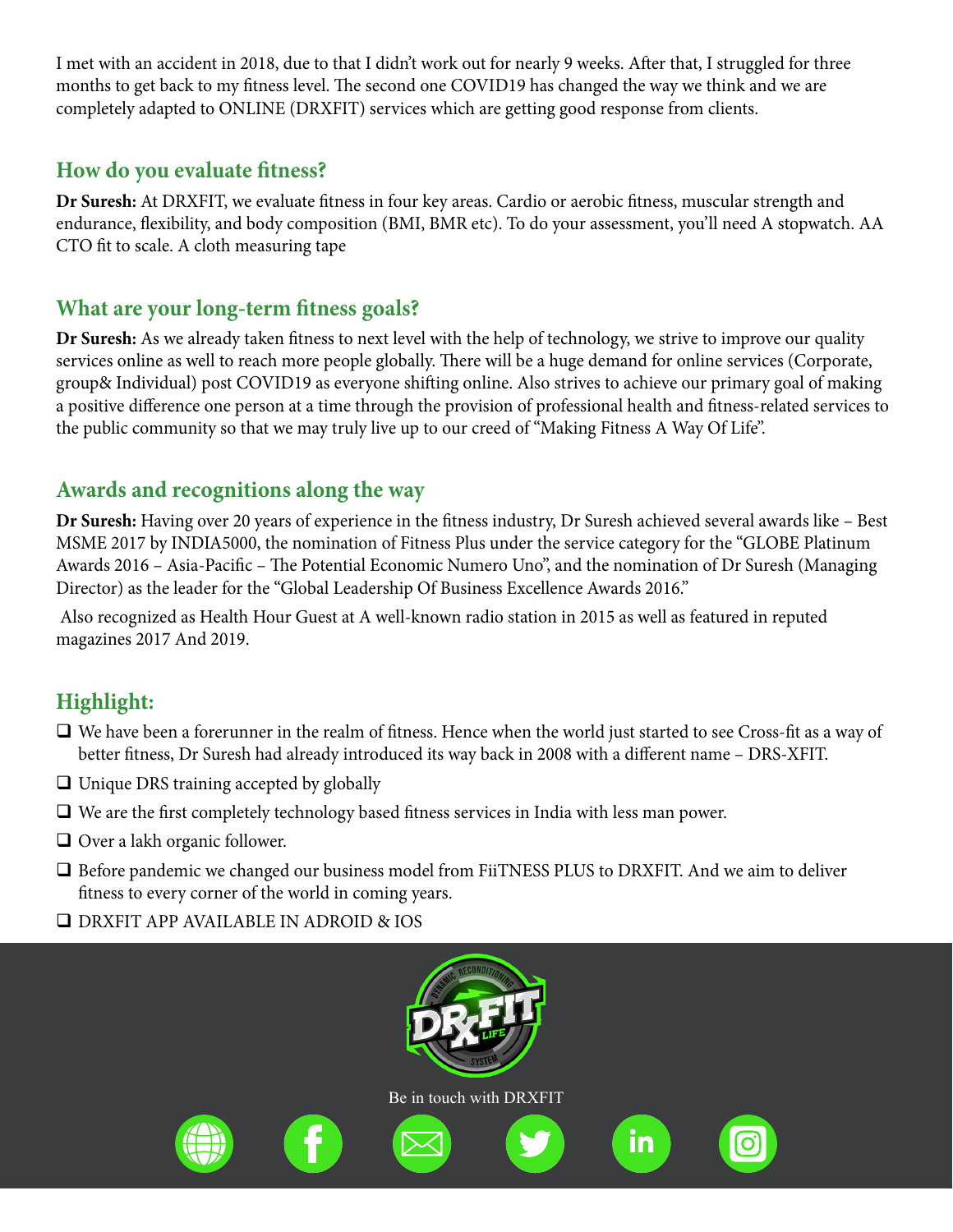I met with an accident in 2018, due to that I didn't work out for nearly 9 weeks. After that, I struggled for three months to get back to my fitness level. The second one COVID19 has changed the way we think and we are completely adapted to ONLINE (DRXFIT) services which are getting good response from clients.

## How do you evaluate fitness?

**Dr Suresh:** At DRXFIT, we evaluate fitness in four key areas. Cardio or aerobic fitness, muscular strength and endurance, flexibility, and body composition (BMI, BMR etc). To do your assessment, you'll need A stopwatch. AA CTO fit to scale. A cloth measuring tape

## What are your long-term fitness goals?

**Dr Suresh:** As we already taken fitness to next level with the help of technology, we strive to improve our quality services online as well to reach more people globally. There will be a huge demand for online services (Corporate, group& Individual) post COVID19 as everyone shifting online. Also strives to achieve our primary goal of making a positive difference one person at a time through the provision of professional health and fitness-related services to the public community so that we may truly live up to our creed of "Making Fitness A Way Of Life".

## Awards and recognitions along the way

**Dr Suresh:** Having over 20 years of experience in the fitness industry, Dr Suresh achieved several awards like – Best MSME 2017 by INDIA5000, the nomination of Fitness Plus under the service category for the "GLOBE Platinum Awards 2016 – Asia-Pacific – The Potential Economic Numero Uno", and the nomination of Dr Suresh (Managing Director) as the leader for the "Global Leadership Of Business Excellence Awards 2016."

Also recognized as Health Hour Guest at A well-known radio station in 2015 as well as featured in reputed magazines 2017 And 2019.

## Highlight:

- We have been a forerunner in the realm of fitness. Hence when the world just started to see Cross-fit as a way of better fitness, Dr Suresh had already introduced its way back in 2008 with a different name – DRS-XFIT.
- Unique DRS training accepted by globally
- We are the first completely technology based fitness services in India with less man power.
- Over a lakh organic follower.
- Before pandemic we changed our business model from FiiTNESS PLUS to DRXFIT. And we aim to deliver fitness to every corner of the world in coming years.
- DRXFIT APP AVAILABLE IN ADROID & IOS

Be in touch with DRXFIT